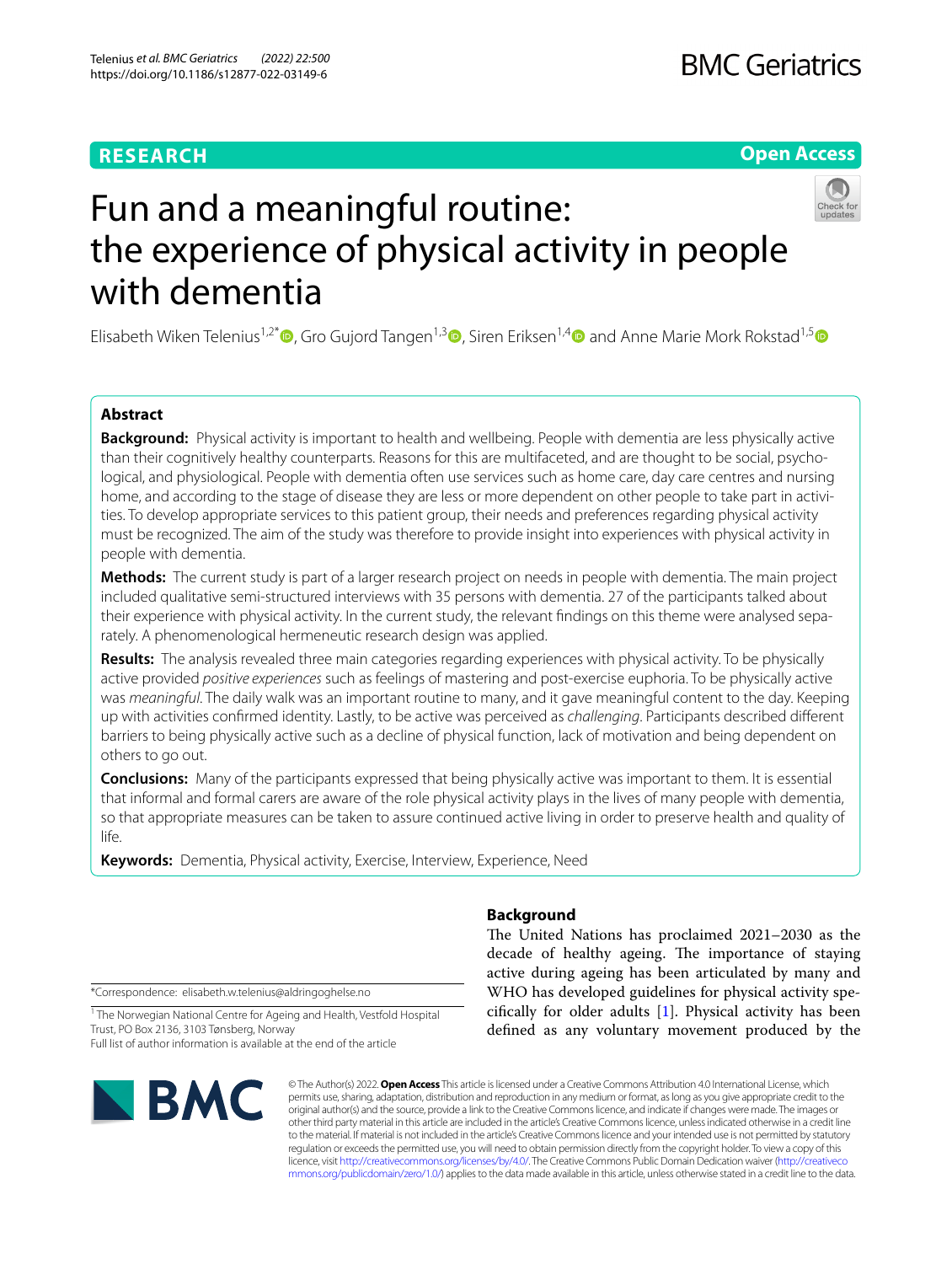**RESEARCH** **Open Access**

# Fun and a meaningful routine: the experience of physical activity in people with dementia

Elisabeth Wiken Telenius[1,2*], Gro Gujord Tangen[1,3], Siren Eriksen[1,4] and Anne Marie Mork Rokstad[1,5]

## Abstract

**Background:** Physical activity is important to health and wellbeing. People with dementia are less physically active than their cognitively healthy counterparts. Reasons for this are multifaceted, and are thought to be social, psychological, and physiological. People with dementia often use services such as home care, day care centres and nursing home, and according to the stage of disease they are less or more dependent on other people to take part in activities. To develop appropriate services to this patient group, their needs and preferences regarding physical activity must be recognized. The aim of the study was therefore to provide insight into experiences with physical activity in people with dementia.

**Methods:** The current study is part of a larger research project on needs in people with dementia. The main project included qualitative semi-structured interviews with 35 persons with dementia. 27 of the participants talked about their experience with physical activity. In the current study, the relevant findings on this theme were analysed separately. A phenomenological hermeneutic research design was applied.

**Results:** The analysis revealed three main categories regarding experiences with physical activity. To be physically active provided *positive experiences* such as feelings of mastering and post-exercise euphoria. To be physically active was *meaningful*. The daily walk was an important routine to many, and it gave meaningful content to the day. Keeping up with activities confirmed identity. Lastly, to be active was perceived as *challenging*. Participants described different barriers to being physically active such as a decline of physical function, lack of motivation and being dependent on others to go out.

**Conclusions:** Many of the participants expressed that being physically active was important to them. It is essential that informal and formal carers are aware of the role physical activity plays in the lives of many people with dementia, so that appropriate measures can be taken to assure continued active living in order to preserve health and quality of life.

**Keywords:** Dementia, Physical activity, Exercise, Interview, Experience, Need

## Background

The United Nations has proclaimed 2021–2030 as the decade of healthy ageing. The importance of staying active during ageing has been articulated by many and WHO has developed guidelines for physical activity specifically for older adults [1]. Physical activity has been defined as any voluntary movement produced by the

*Correspondence: elisabeth.w.telenius@aldringoghelse.no

[1] The Norwegian National Centre for Ageing and Health, Vestfold Hospital Trust, PO Box 2136, 3103 Tønsberg, Norway

Full list of author information is available at the end of the article

© The Author(s) 2022. **Open Access** This article is licensed under a Creative Commons Attribution 4.0 International License, which permits use, sharing, adaptation, distribution and reproduction in any medium or format, as long as you give appropriate credit to the original author(s) and the source, provide a link to the Creative Commons licence, and indicate if changes were made. The images or other third party material in this article are included in the article's Creative Commons licence, unless indicated otherwise in a credit line to the material. If material is not included in the article's Creative Commons licence and your intended use is not permitted by statutory regulation or exceeds the permitted use, you will need to obtain permission directly from the copyright holder. To view a copy of this licence, visit http://creativecommons.org/licenses/by/4.0/. The Creative Commons Public Domain Dedication waiver (http://creativecommons.org/publicdomain/zero/1.0/) applies to the data made available in this article, unless otherwise stated in a credit line to the data.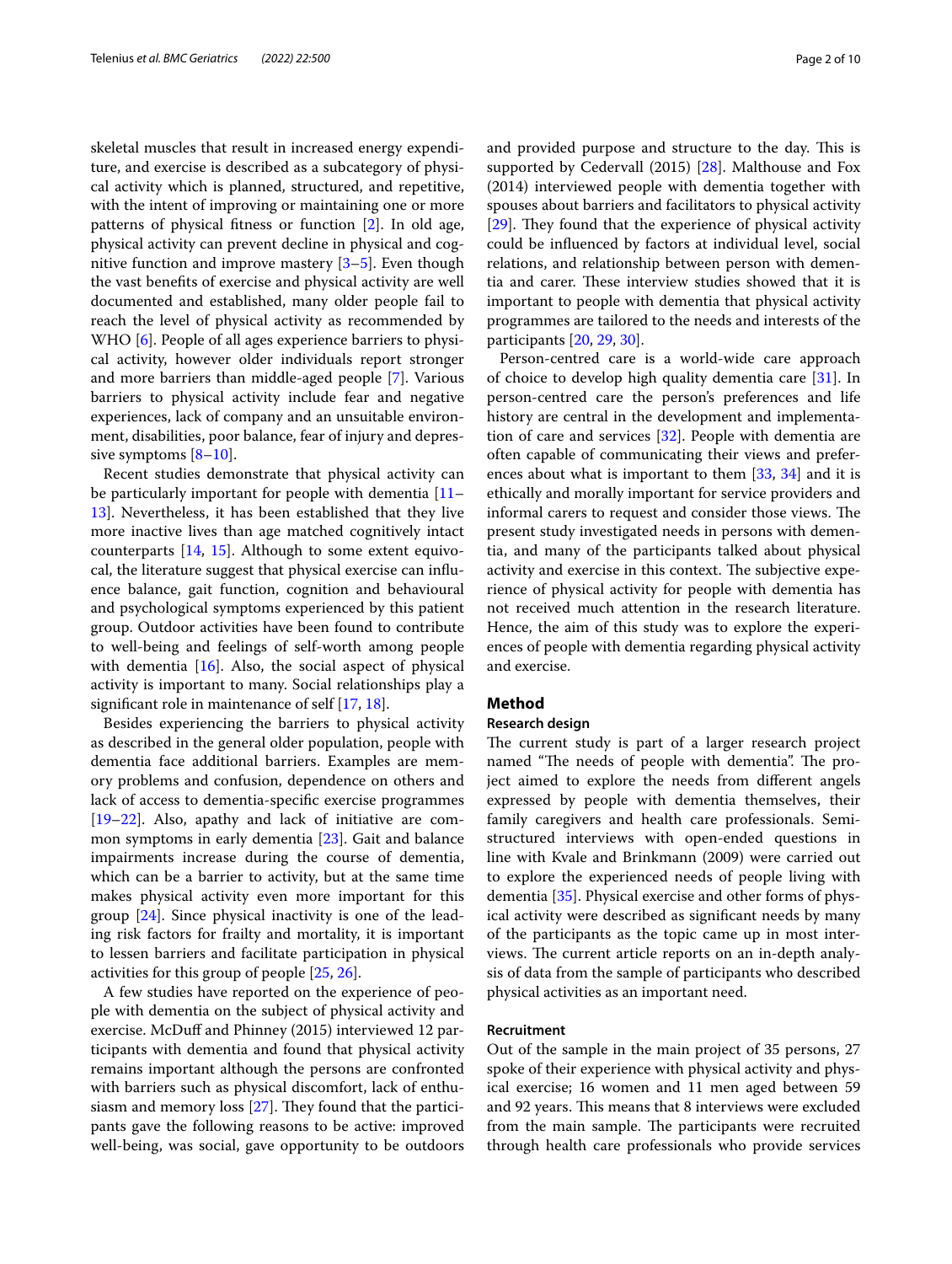skeletal muscles that result in increased energy expenditure, and exercise is described as a subcategory of physical activity which is planned, structured, and repetitive, with the intent of improving or maintaining one or more patterns of physical fitness or function [2]. In old age, physical activity can prevent decline in physical and cognitive function and improve mastery [3–5]. Even though the vast benefits of exercise and physical activity are well documented and established, many older people fail to reach the level of physical activity as recommended by WHO [6]. People of all ages experience barriers to physical activity, however older individuals report stronger and more barriers than middle-aged people [7]. Various barriers to physical activity include fear and negative experiences, lack of company and an unsuitable environment, disabilities, poor balance, fear of injury and depressive symptoms [8–10].

Recent studies demonstrate that physical activity can be particularly important for people with dementia [11–13]. Nevertheless, it has been established that they live more inactive lives than age matched cognitively intact counterparts [14, 15]. Although to some extent equivocal, the literature suggest that physical exercise can influence balance, gait function, cognition and behavioural and psychological symptoms experienced by this patient group. Outdoor activities have been found to contribute to well-being and feelings of self-worth among people with dementia [16]. Also, the social aspect of physical activity is important to many. Social relationships play a significant role in maintenance of self [17, 18].

Besides experiencing the barriers to physical activity as described in the general older population, people with dementia face additional barriers. Examples are memory problems and confusion, dependence on others and lack of access to dementia-specific exercise programmes [19–22]. Also, apathy and lack of initiative are common symptoms in early dementia [23]. Gait and balance impairments increase during the course of dementia, which can be a barrier to activity, but at the same time makes physical activity even more important for this group [24]. Since physical inactivity is one of the leading risk factors for frailty and mortality, it is important to lessen barriers and facilitate participation in physical activities for this group of people [25, 26].

A few studies have reported on the experience of people with dementia on the subject of physical activity and exercise. McDuff and Phinney (2015) interviewed 12 participants with dementia and found that physical activity remains important although the persons are confronted with barriers such as physical discomfort, lack of enthusiasm and memory loss [27]. They found that the participants gave the following reasons to be active: improved well-being, was social, gave opportunity to be outdoors and provided purpose and structure to the day. This is supported by Cedervall (2015) [28]. Malthouse and Fox (2014) interviewed people with dementia together with spouses about barriers and facilitators to physical activity [29]. They found that the experience of physical activity could be influenced by factors at individual level, social relations, and relationship between person with dementia and carer. These interview studies showed that it is important to people with dementia that physical activity programmes are tailored to the needs and interests of the participants [20, 29, 30].

Person-centred care is a world-wide care approach of choice to develop high quality dementia care [31]. In person-centred care the person's preferences and life history are central in the development and implementation of care and services [32]. People with dementia are often capable of communicating their views and preferences about what is important to them [33, 34] and it is ethically and morally important for service providers and informal carers to request and consider those views. The present study investigated needs in persons with dementia, and many of the participants talked about physical activity and exercise in this context. The subjective experience of physical activity for people with dementia has not received much attention in the research literature. Hence, the aim of this study was to explore the experiences of people with dementia regarding physical activity and exercise.

## Method

### Research design

The current study is part of a larger research project named "The needs of people with dementia". The project aimed to explore the needs from different angels expressed by people with dementia themselves, their family caregivers and health care professionals. Semi-structured interviews with open-ended questions in line with Kvale and Brinkmann (2009) were carried out to explore the experienced needs of people living with dementia [35]. Physical exercise and other forms of physical activity were described as significant needs by many of the participants as the topic came up in most interviews. The current article reports on an in-depth analysis of data from the sample of participants who described physical activities as an important need.

### Recruitment

Out of the sample in the main project of 35 persons, 27 spoke of their experience with physical activity and physical exercise; 16 women and 11 men aged between 59 and 92 years. This means that 8 interviews were excluded from the main sample. The participants were recruited through health care professionals who provide services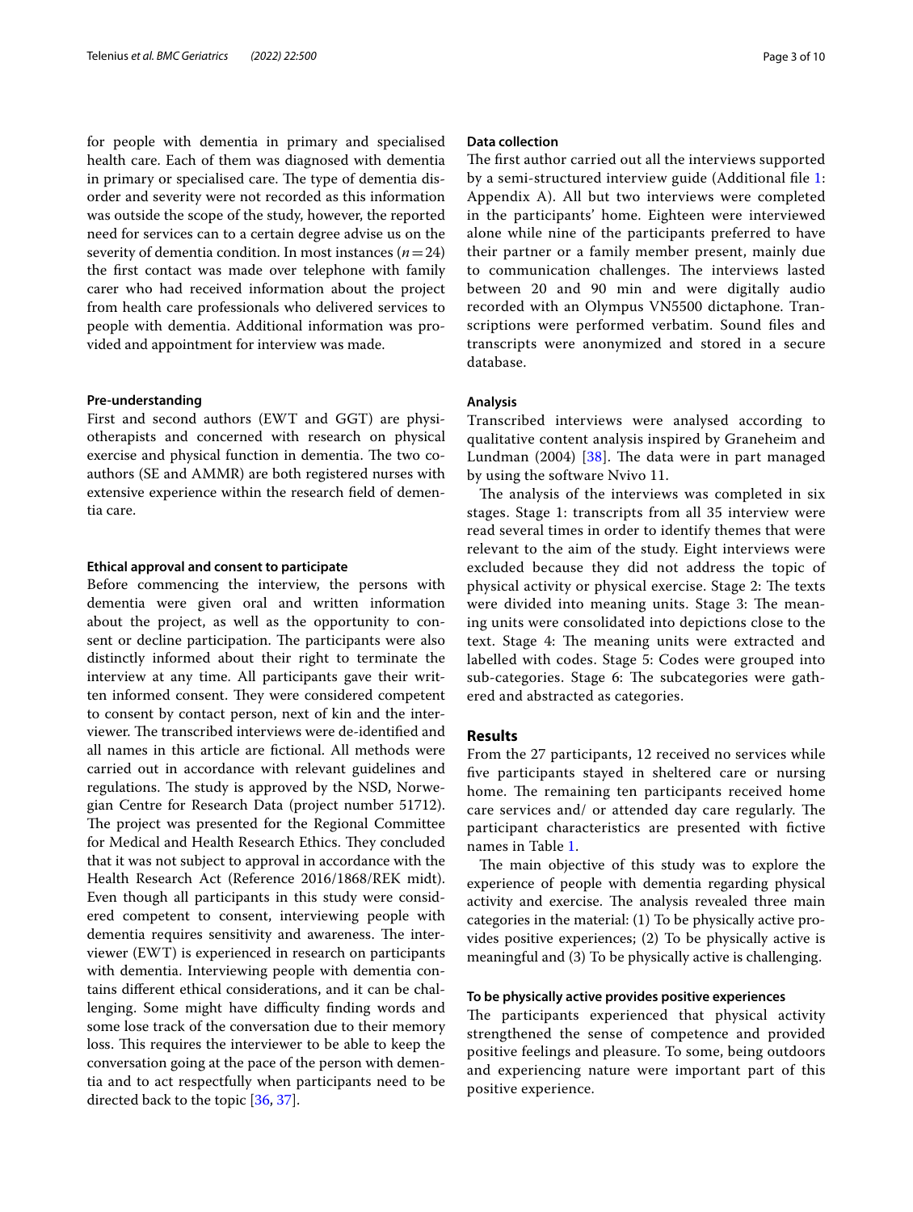for people with dementia in primary and specialised health care. Each of them was diagnosed with dementia in primary or specialised care. The type of dementia disorder and severity were not recorded as this information was outside the scope of the study, however, the reported need for services can to a certain degree advise us on the severity of dementia condition. In most instances ($n = 24$) the first contact was made over telephone with family carer who had received information about the project from health care professionals who delivered services to people with dementia. Additional information was provided and appointment for interview was made.

#### Pre-understanding

First and second authors (EWT and GGT) are physiotherapists and concerned with research on physical exercise and physical function in dementia. The two coauthors (SE and AMMR) are both registered nurses with extensive experience within the research field of dementia care.

#### Ethical approval and consent to participate

Before commencing the interview, the persons with dementia were given oral and written information about the project, as well as the opportunity to consent or decline participation. The participants were also distinctly informed about their right to terminate the interview at any time. All participants gave their written informed consent. They were considered competent to consent by contact person, next of kin and the interviewer. The transcribed interviews were de-identified and all names in this article are fictional. All methods were carried out in accordance with relevant guidelines and regulations. The study is approved by the NSD, Norwegian Centre for Research Data (project number 51712). The project was presented for the Regional Committee for Medical and Health Research Ethics. They concluded that it was not subject to approval in accordance with the Health Research Act (Reference 2016/1868/REK midt). Even though all participants in this study were considered competent to consent, interviewing people with dementia requires sensitivity and awareness. The interviewer (EWT) is experienced in research on participants with dementia. Interviewing people with dementia contains different ethical considerations, and it can be challenging. Some might have difficulty finding words and some lose track of the conversation due to their memory loss. This requires the interviewer to be able to keep the conversation going at the pace of the person with dementia and to act respectfully when participants need to be directed back to the topic [36, 37].

#### Data collection

The first author carried out all the interviews supported by a semi-structured interview guide (Additional file 1: Appendix A). All but two interviews were completed in the participants' home. Eighteen were interviewed alone while nine of the participants preferred to have their partner or a family member present, mainly due to communication challenges. The interviews lasted between 20 and 90 min and were digitally audio recorded with an Olympus VN5500 dictaphone. Transcriptions were performed verbatim. Sound files and transcripts were anonymized and stored in a secure database.

#### Analysis

Transcribed interviews were analysed according to qualitative content analysis inspired by Graneheim and Lundman (2004) [38]. The data were in part managed by using the software Nvivo 11.

The analysis of the interviews was completed in six stages. Stage 1: transcripts from all 35 interview were read several times in order to identify themes that were relevant to the aim of the study. Eight interviews were excluded because they did not address the topic of physical activity or physical exercise. Stage 2: The texts were divided into meaning units. Stage 3: The meaning units were consolidated into depictions close to the text. Stage 4: The meaning units were extracted and labelled with codes. Stage 5: Codes were grouped into sub-categories. Stage 6: The subcategories were gathered and abstracted as categories.

## Results

From the 27 participants, 12 received no services while five participants stayed in sheltered care or nursing home. The remaining ten participants received home care services and/ or attended day care regularly. The participant characteristics are presented with fictive names in Table 1.

The main objective of this study was to explore the experience of people with dementia regarding physical activity and exercise. The analysis revealed three main categories in the material: (1) To be physically active provides positive experiences; (2) To be physically active is meaningful and (3) To be physically active is challenging.

#### To be physically active provides positive experiences

The participants experienced that physical activity strengthened the sense of competence and provided positive feelings and pleasure. To some, being outdoors and experiencing nature were important part of this positive experience.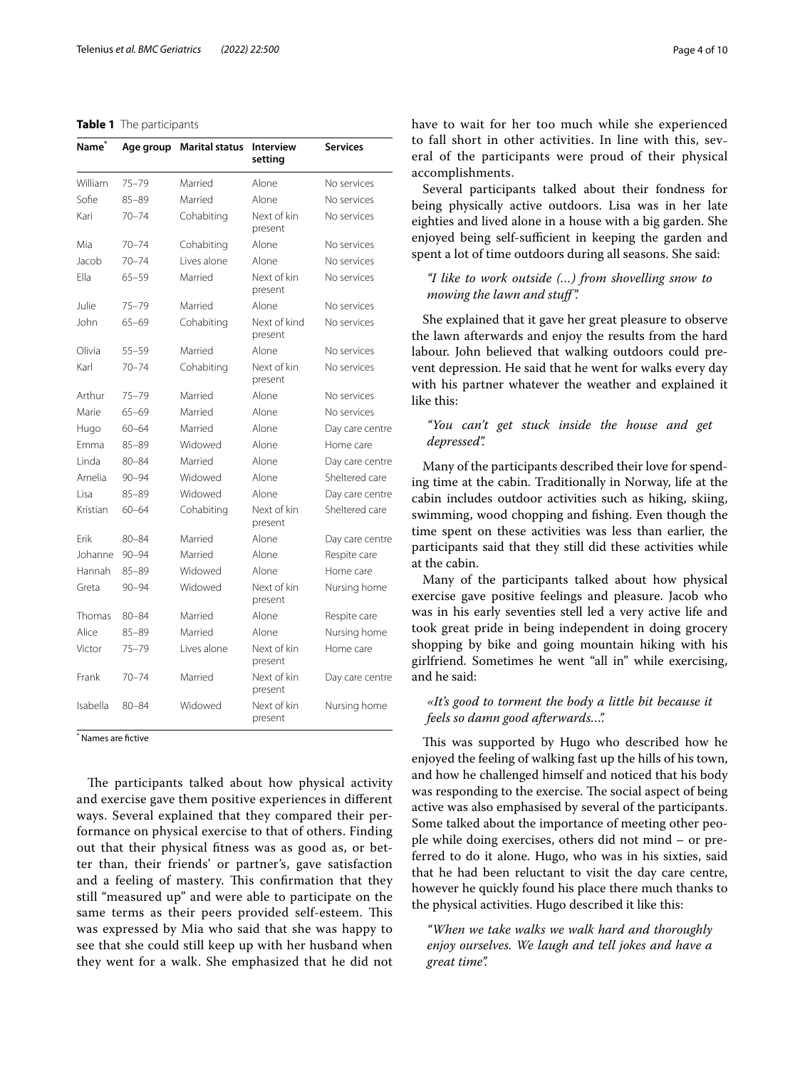**Table 1** The participants

| Name* | Age group | Marital status | Interview setting | Services |
|---|---|---|---|---|
| William | 75–79 | Married | Alone | No services |
| Sofie | 85–89 | Married | Alone | No services |
| Kari | 70–74 | Cohabiting | Next of kin present | No services |
| Mia | 70–74 | Cohabiting | Alone | No services |
| Jacob | 70–74 | Lives alone | Alone | No services |
| Ella | 65–59 | Married | Next of kin present | No services |
| Julie | 75–79 | Married | Alone | No services |
| John | 65–69 | Cohabiting | Next of kind present | No services |
| Olivia | 55–59 | Married | Alone | No services |
| Karl | 70–74 | Cohabiting | Next of kin present | No services |
| Arthur | 75–79 | Married | Alone | No services |
| Marie | 65–69 | Married | Alone | No services |
| Hugo | 60–64 | Married | Alone | Day care centre |
| Emma | 85–89 | Widowed | Alone | Home care |
| Linda | 80–84 | Married | Alone | Day care centre |
| Amelia | 90–94 | Widowed | Alone | Sheltered care |
| Lisa | 85–89 | Widowed | Alone | Day care centre |
| Kristian | 60–64 | Cohabiting | Next of kin present | Sheltered care |
| Erik | 80–84 | Married | Alone | Day care centre |
| Johanne | 90–94 | Married | Alone | Respite care |
| Hannah | 85–89 | Widowed | Alone | Home care |
| Greta | 90–94 | Widowed | Next of kin present | Nursing home |
| Thomas | 80–84 | Married | Alone | Respite care |
| Alice | 85–89 | Married | Alone | Nursing home |
| Victor | 75–79 | Lives alone | Next of kin present | Home care |
| Frank | 70–74 | Married | Next of kin present | Day care centre |
| Isabella | 80–84 | Widowed | Next of kin present | Nursing home |

* Names are fictive

The participants talked about how physical activity and exercise gave them positive experiences in different ways. Several explained that they compared their performance on physical exercise to that of others. Finding out that their physical fitness was as good as, or better than, their friends' or partner's, gave satisfaction and a feeling of mastery. This confirmation that they still "measured up" and were able to participate on the same terms as their peers provided self-esteem. This was expressed by Mia who said that she was happy to see that she could still keep up with her husband when they went for a walk. She emphasized that he did not have to wait for her too much while she experienced to fall short in other activities. In line with this, several of the participants were proud of their physical accomplishments.

Several participants talked about their fondness for being physically active outdoors. Lisa was in her late eighties and lived alone in a house with a big garden. She enjoyed being self-sufficient in keeping the garden and spent a lot of time outdoors during all seasons. She said:

> *"I like to work outside (…) from shovelling snow to mowing the lawn and stuff".*

She explained that it gave her great pleasure to observe the lawn afterwards and enjoy the results from the hard labour. John believed that walking outdoors could prevent depression. He said that he went for walks every day with his partner whatever the weather and explained it like this:

> *"You can't get stuck inside the house and get depressed".*

Many of the participants described their love for spending time at the cabin. Traditionally in Norway, life at the cabin includes outdoor activities such as hiking, skiing, swimming, wood chopping and fishing. Even though the time spent on these activities was less than earlier, the participants said that they still did these activities while at the cabin.

Many of the participants talked about how physical exercise gave positive feelings and pleasure. Jacob who was in his early seventies stell led a very active life and took great pride in being independent in doing grocery shopping by bike and going mountain hiking with his girlfriend. Sometimes he went "all in" while exercising, and he said:

> *«It's good to torment the body a little bit because it feels so damn good afterwards…".*

This was supported by Hugo who described how he enjoyed the feeling of walking fast up the hills of his town, and how he challenged himself and noticed that his body was responding to the exercise. The social aspect of being active was also emphasised by several of the participants. Some talked about the importance of meeting other people while doing exercises, others did not mind – or preferred to do it alone. Hugo, who was in his sixties, said that he had been reluctant to visit the day care centre, however he quickly found his place there much thanks to the physical activities. Hugo described it like this:

> *"When we take walks we walk hard and thoroughly enjoy ourselves. We laugh and tell jokes and have a great time".*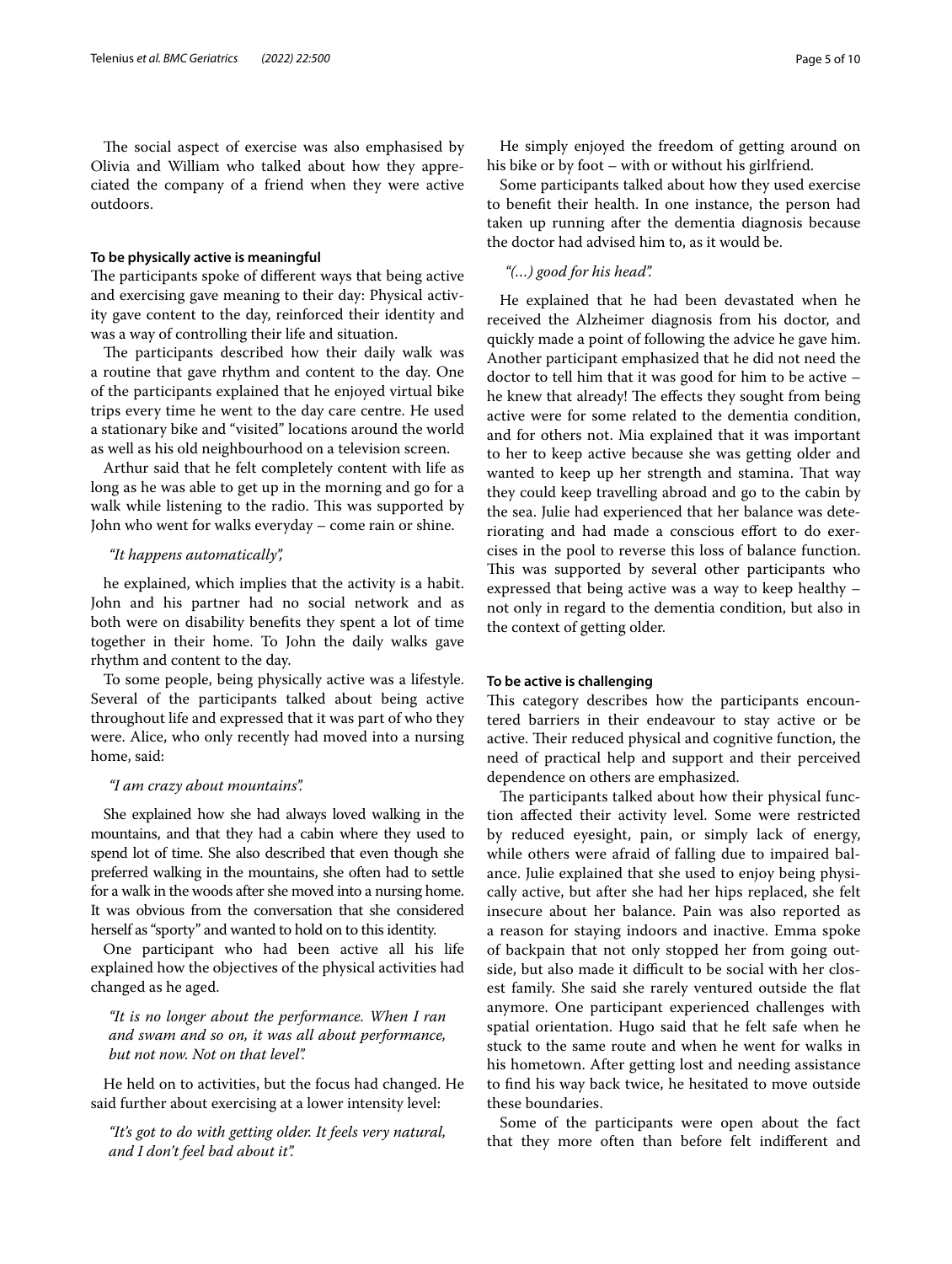The social aspect of exercise was also emphasised by Olivia and William who talked about how they appreciated the company of a friend when they were active outdoors.

**To be physically active is meaningful**

The participants spoke of different ways that being active and exercising gave meaning to their day: Physical activity gave content to the day, reinforced their identity and was a way of controlling their life and situation.

The participants described how their daily walk was a routine that gave rhythm and content to the day. One of the participants explained that he enjoyed virtual bike trips every time he went to the day care centre. He used a stationary bike and "visited" locations around the world as well as his old neighbourhood on a television screen.

Arthur said that he felt completely content with life as long as he was able to get up in the morning and go for a walk while listening to the radio. This was supported by John who went for walks everyday – come rain or shine.

> *"It happens automatically",*

he explained, which implies that the activity is a habit. John and his partner had no social network and as both were on disability benefits they spent a lot of time together in their home. To John the daily walks gave rhythm and content to the day.

To some people, being physically active was a lifestyle. Several of the participants talked about being active throughout life and expressed that it was part of who they were. Alice, who only recently had moved into a nursing home, said:

> *"I am crazy about mountains".*

She explained how she had always loved walking in the mountains, and that they had a cabin where they used to spend lot of time. She also described that even though she preferred walking in the mountains, she often had to settle for a walk in the woods after she moved into a nursing home. It was obvious from the conversation that she considered herself as "sporty" and wanted to hold on to this identity.

One participant who had been active all his life explained how the objectives of the physical activities had changed as he aged.

> *"It is no longer about the performance. When I ran and swam and so on, it was all about performance, but not now. Not on that level".*

He held on to activities, but the focus had changed. He said further about exercising at a lower intensity level:

> *"It's got to do with getting older. It feels very natural, and I don't feel bad about it".*

He simply enjoyed the freedom of getting around on his bike or by foot – with or without his girlfriend.

Some participants talked about how they used exercise to benefit their health. In one instance, the person had taken up running after the dementia diagnosis because the doctor had advised him to, as it would be.

> *"(…) good for his head".*

He explained that he had been devastated when he received the Alzheimer diagnosis from his doctor, and quickly made a point of following the advice he gave him. Another participant emphasized that he did not need the doctor to tell him that it was good for him to be active – he knew that already! The effects they sought from being active were for some related to the dementia condition, and for others not. Mia explained that it was important to her to keep active because she was getting older and wanted to keep up her strength and stamina. That way they could keep travelling abroad and go to the cabin by the sea. Julie had experienced that her balance was deteriorating and had made a conscious effort to do exercises in the pool to reverse this loss of balance function. This was supported by several other participants who expressed that being active was a way to keep healthy – not only in regard to the dementia condition, but also in the context of getting older.

**To be active is challenging**

This category describes how the participants encountered barriers in their endeavour to stay active or be active. Their reduced physical and cognitive function, the need of practical help and support and their perceived dependence on others are emphasized.

The participants talked about how their physical function affected their activity level. Some were restricted by reduced eyesight, pain, or simply lack of energy, while others were afraid of falling due to impaired balance. Julie explained that she used to enjoy being physically active, but after she had her hips replaced, she felt insecure about her balance. Pain was also reported as a reason for staying indoors and inactive. Emma spoke of backpain that not only stopped her from going outside, but also made it difficult to be social with her closest family. She said she rarely ventured outside the flat anymore. One participant experienced challenges with spatial orientation. Hugo said that he felt safe when he stuck to the same route and when he went for walks in his hometown. After getting lost and needing assistance to find his way back twice, he hesitated to move outside these boundaries.

Some of the participants were open about the fact that they more often than before felt indifferent and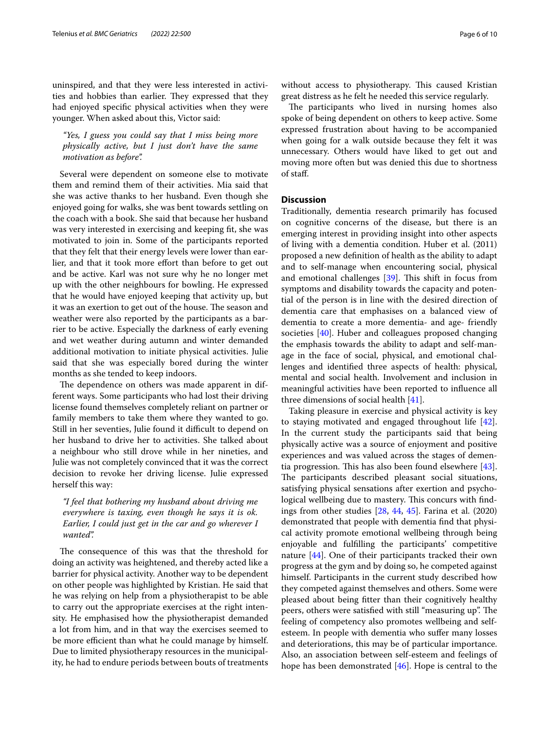uninspired, and that they were less interested in activities and hobbies than earlier. They expressed that they had enjoyed specific physical activities when they were younger. When asked about this, Victor said:

> *"Yes, I guess you could say that I miss being more physically active, but I just don't have the same motivation as before".*

Several were dependent on someone else to motivate them and remind them of their activities. Mia said that she was active thanks to her husband. Even though she enjoyed going for walks, she was bent towards settling on the coach with a book. She said that because her husband was very interested in exercising and keeping fit, she was motivated to join in. Some of the participants reported that they felt that their energy levels were lower than earlier, and that it took more effort than before to get out and be active. Karl was not sure why he no longer met up with the other neighbours for bowling. He expressed that he would have enjoyed keeping that activity up, but it was an exertion to get out of the house. The season and weather were also reported by the participants as a barrier to be active. Especially the darkness of early evening and wet weather during autumn and winter demanded additional motivation to initiate physical activities. Julie said that she was especially bored during the winter months as she tended to keep indoors.

The dependence on others was made apparent in different ways. Some participants who had lost their driving license found themselves completely reliant on partner or family members to take them where they wanted to go. Still in her seventies, Julie found it difficult to depend on her husband to drive her to activities. She talked about a neighbour who still drove while in her nineties, and Julie was not completely convinced that it was the correct decision to revoke her driving license. Julie expressed herself this way:

> *"I feel that bothering my husband about driving me everywhere is taxing, even though he says it is ok. Earlier, I could just get in the car and go wherever I wanted".*

The consequence of this was that the threshold for doing an activity was heightened, and thereby acted like a barrier for physical activity. Another way to be dependent on other people was highlighted by Kristian. He said that he was relying on help from a physiotherapist to be able to carry out the appropriate exercises at the right intensity. He emphasised how the physiotherapist demanded a lot from him, and in that way the exercises seemed to be more efficient than what he could manage by himself. Due to limited physiotherapy resources in the municipality, he had to endure periods between bouts of treatments without access to physiotherapy. This caused Kristian great distress as he felt he needed this service regularly.

The participants who lived in nursing homes also spoke of being dependent on others to keep active. Some expressed frustration about having to be accompanied when going for a walk outside because they felt it was unnecessary. Others would have liked to get out and moving more often but was denied this due to shortness of staff.

## Discussion

Traditionally, dementia research primarily has focused on cognitive concerns of the disease, but there is an emerging interest in providing insight into other aspects of living with a dementia condition. Huber et al. (2011) proposed a new definition of health as the ability to adapt and to self-manage when encountering social, physical and emotional challenges [39]. This shift in focus from symptoms and disability towards the capacity and potential of the person is in line with the desired direction of dementia care that emphasises on a balanced view of dementia to create a more dementia- and age- friendly societies [40]. Huber and colleagues proposed changing the emphasis towards the ability to adapt and self-manage in the face of social, physical, and emotional challenges and identified three aspects of health: physical, mental and social health. Involvement and inclusion in meaningful activities have been reported to influence all three dimensions of social health [41].

Taking pleasure in exercise and physical activity is key to staying motivated and engaged throughout life [42]. In the current study the participants said that being physically active was a source of enjoyment and positive experiences and was valued across the stages of dementia progression. This has also been found elsewhere [43]. The participants described pleasant social situations, satisfying physical sensations after exertion and psychological wellbeing due to mastery. This concurs with findings from other studies [28, 44, 45]. Farina et al. (2020) demonstrated that people with dementia find that physical activity promote emotional wellbeing through being enjoyable and fulfilling the participants' competitive nature [44]. One of their participants tracked their own progress at the gym and by doing so, he competed against himself. Participants in the current study described how they competed against themselves and others. Some were pleased about being fitter than their cognitively healthy peers, others were satisfied with still "measuring up". The feeling of competency also promotes wellbeing and self-esteem. In people with dementia who suffer many losses and deteriorations, this may be of particular importance. Also, an association between self-esteem and feelings of hope has been demonstrated [46]. Hope is central to the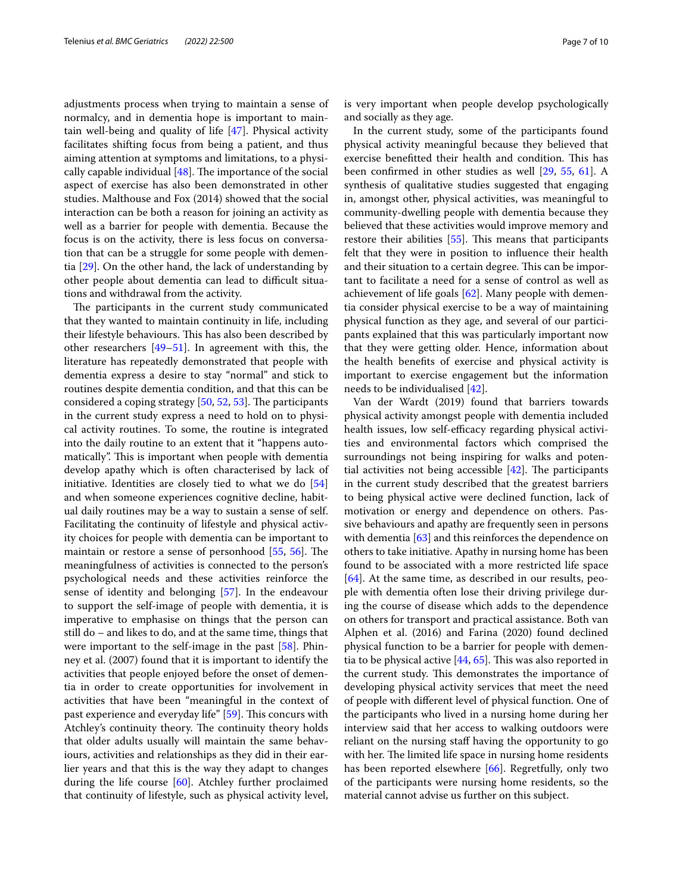adjustments process when trying to maintain a sense of normalcy, and in dementia hope is important to maintain well-being and quality of life [47]. Physical activity facilitates shifting focus from being a patient, and thus aiming attention at symptoms and limitations, to a physically capable individual [48]. The importance of the social aspect of exercise has also been demonstrated in other studies. Malthouse and Fox (2014) showed that the social interaction can be both a reason for joining an activity as well as a barrier for people with dementia. Because the focus is on the activity, there is less focus on conversation that can be a struggle for some people with dementia [29]. On the other hand, the lack of understanding by other people about dementia can lead to difficult situations and withdrawal from the activity.

The participants in the current study communicated that they wanted to maintain continuity in life, including their lifestyle behaviours. This has also been described by other researchers [49–51]. In agreement with this, the literature has repeatedly demonstrated that people with dementia express a desire to stay "normal" and stick to routines despite dementia condition, and that this can be considered a coping strategy [50, 52, 53]. The participants in the current study express a need to hold on to physical activity routines. To some, the routine is integrated into the daily routine to an extent that it "happens automatically". This is important when people with dementia develop apathy which is often characterised by lack of initiative. Identities are closely tied to what we do [54] and when someone experiences cognitive decline, habitual daily routines may be a way to sustain a sense of self. Facilitating the continuity of lifestyle and physical activity choices for people with dementia can be important to maintain or restore a sense of personhood [55, 56]. The meaningfulness of activities is connected to the person's psychological needs and these activities reinforce the sense of identity and belonging [57]. In the endeavour to support the self-image of people with dementia, it is imperative to emphasise on things that the person can still do – and likes to do, and at the same time, things that were important to the self-image in the past [58]. Phinney et al. (2007) found that it is important to identify the activities that people enjoyed before the onset of dementia in order to create opportunities for involvement in activities that have been "meaningful in the context of past experience and everyday life" [59]. This concurs with Atchley's continuity theory. The continuity theory holds that older adults usually will maintain the same behaviours, activities and relationships as they did in their earlier years and that this is the way they adapt to changes during the life course [60]. Atchley further proclaimed that continuity of lifestyle, such as physical activity level, is very important when people develop psychologically and socially as they age.

In the current study, some of the participants found physical activity meaningful because they believed that exercise benefitted their health and condition. This has been confirmed in other studies as well [29, 55, 61]. A synthesis of qualitative studies suggested that engaging in, amongst other, physical activities, was meaningful to community-dwelling people with dementia because they believed that these activities would improve memory and restore their abilities [55]. This means that participants felt that they were in position to influence their health and their situation to a certain degree. This can be important to facilitate a need for a sense of control as well as achievement of life goals [62]. Many people with dementia consider physical exercise to be a way of maintaining physical function as they age, and several of our participants explained that this was particularly important now that they were getting older. Hence, information about the health benefits of exercise and physical activity is important to exercise engagement but the information needs to be individualised [42].

Van der Wardt (2019) found that barriers towards physical activity amongst people with dementia included health issues, low self-efficacy regarding physical activities and environmental factors which comprised the surroundings not being inspiring for walks and potential activities not being accessible [42]. The participants in the current study described that the greatest barriers to being physical active were declined function, lack of motivation or energy and dependence on others. Passive behaviours and apathy are frequently seen in persons with dementia [63] and this reinforces the dependence on others to take initiative. Apathy in nursing home has been found to be associated with a more restricted life space [64]. At the same time, as described in our results, people with dementia often lose their driving privilege during the course of disease which adds to the dependence on others for transport and practical assistance. Both van Alphen et al. (2016) and Farina (2020) found declined physical function to be a barrier for people with dementia to be physical active [44, 65]. This was also reported in the current study. This demonstrates the importance of developing physical activity services that meet the need of people with different level of physical function. One of the participants who lived in a nursing home during her interview said that her access to walking outdoors were reliant on the nursing staff having the opportunity to go with her. The limited life space in nursing home residents has been reported elsewhere [66]. Regretfully, only two of the participants were nursing home residents, so the material cannot advise us further on this subject.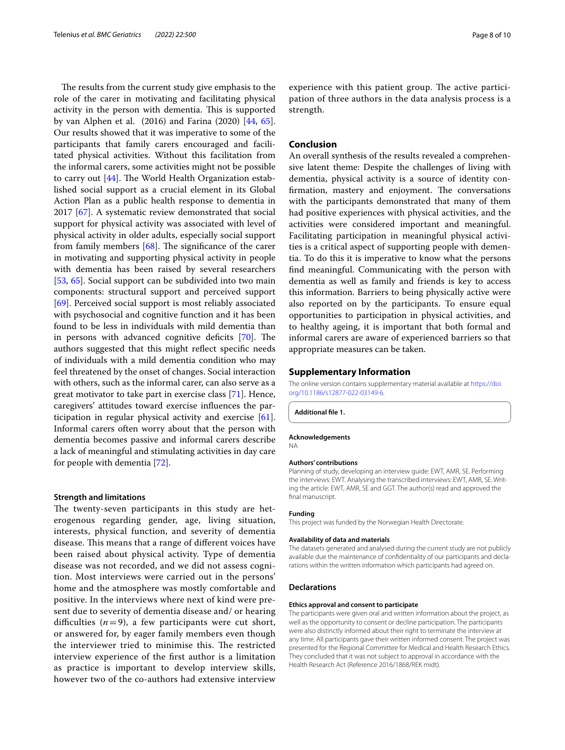The results from the current study give emphasis to the role of the carer in motivating and facilitating physical activity in the person with dementia. This is supported by van Alphen et al. (2016) and Farina (2020) [44, 65]. Our results showed that it was imperative to some of the participants that family carers encouraged and facilitated physical activities. Without this facilitation from the informal carers, some activities might not be possible to carry out [44]. The World Health Organization established social support as a crucial element in its Global Action Plan as a public health response to dementia in 2017 [67]. A systematic review demonstrated that social support for physical activity was associated with level of physical activity in older adults, especially social support from family members [68]. The significance of the carer in motivating and supporting physical activity in people with dementia has been raised by several researchers [53, 65]. Social support can be subdivided into two main components: structural support and perceived support [69]. Perceived social support is most reliably associated with psychosocial and cognitive function and it has been found to be less in individuals with mild dementia than in persons with advanced cognitive deficits [70]. The authors suggested that this might reflect specific needs of individuals with a mild dementia condition who may feel threatened by the onset of changes. Social interaction with others, such as the informal carer, can also serve as a great motivator to take part in exercise class [71]. Hence, caregivers' attitudes toward exercise influences the participation in regular physical activity and exercise [61]. Informal carers often worry about that the person with dementia becomes passive and informal carers describe a lack of meaningful and stimulating activities in day care for people with dementia [72].

### Strength and limitations

The twenty-seven participants in this study are heterogeneous regarding gender, age, living situation, interests, physical function, and severity of dementia disease. This means that a range of different voices have been raised about physical activity. Type of dementia disease was not recorded, and we did not assess cognition. Most interviews were carried out in the persons' home and the atmosphere was mostly comfortable and positive. In the interviews where next of kind were present due to severity of dementia disease and/ or hearing difficulties ($n = 9$), a few participants were cut short, or answered for, by eager family members even though the interviewer tried to minimise this. The restricted interview experience of the first author is a limitation as practice is important to develop interview skills, however two of the co-authors had extensive interview experience with this patient group. The active participation of three authors in the data analysis process is a strength.

## Conclusion

An overall synthesis of the results revealed a comprehensive latent theme: Despite the challenges of living with dementia, physical activity is a source of identity confirmation, mastery and enjoyment. The conversations with the participants demonstrated that many of them had positive experiences with physical activities, and the activities were considered important and meaningful. Facilitating participation in meaningful physical activities is a critical aspect of supporting people with dementia. To do this it is imperative to know what the persons find meaningful. Communicating with the person with dementia as well as family and friends is key to access this information. Barriers to being physically active were also reported on by the participants. To ensure equal opportunities to participation in physical activities, and to healthy ageing, it is important that both formal and informal carers are aware of experienced barriers so that appropriate measures can be taken.

## Supplementary Information

The online version contains supplementary material available at https://doi.org/10.1186/s12877-022-03149-6.

**Additional file 1.**

#### Acknowledgements

NA

#### Authors' contributions

Planning of study, developing an interview guide: EWT, AMR, SE. Performing the interviews: EWT. Analysing the transcribed interviews: EWT, AMR, SE. Writing the article: EWT, AMR, SE and GGT. The author(s) read and approved the final manuscript.

#### Funding

This project was funded by the Norwegian Health Directorate.

#### Availability of data and materials

The datasets generated and analysed during the current study are not publicly available due the maintenance of confidentiality of our participants and declarations within the written information which participants had agreed on.

### Declarations

#### Ethics approval and consent to participate

The participants were given oral and written information about the project, as well as the opportunity to consent or decline participation. The participants were also distinctly informed about their right to terminate the interview at any time. All participants gave their written informed consent. The project was presented for the Regional Committee for Medical and Health Research Ethics. They concluded that it was not subject to approval in accordance with the Health Research Act (Reference 2016/1868/REK midt).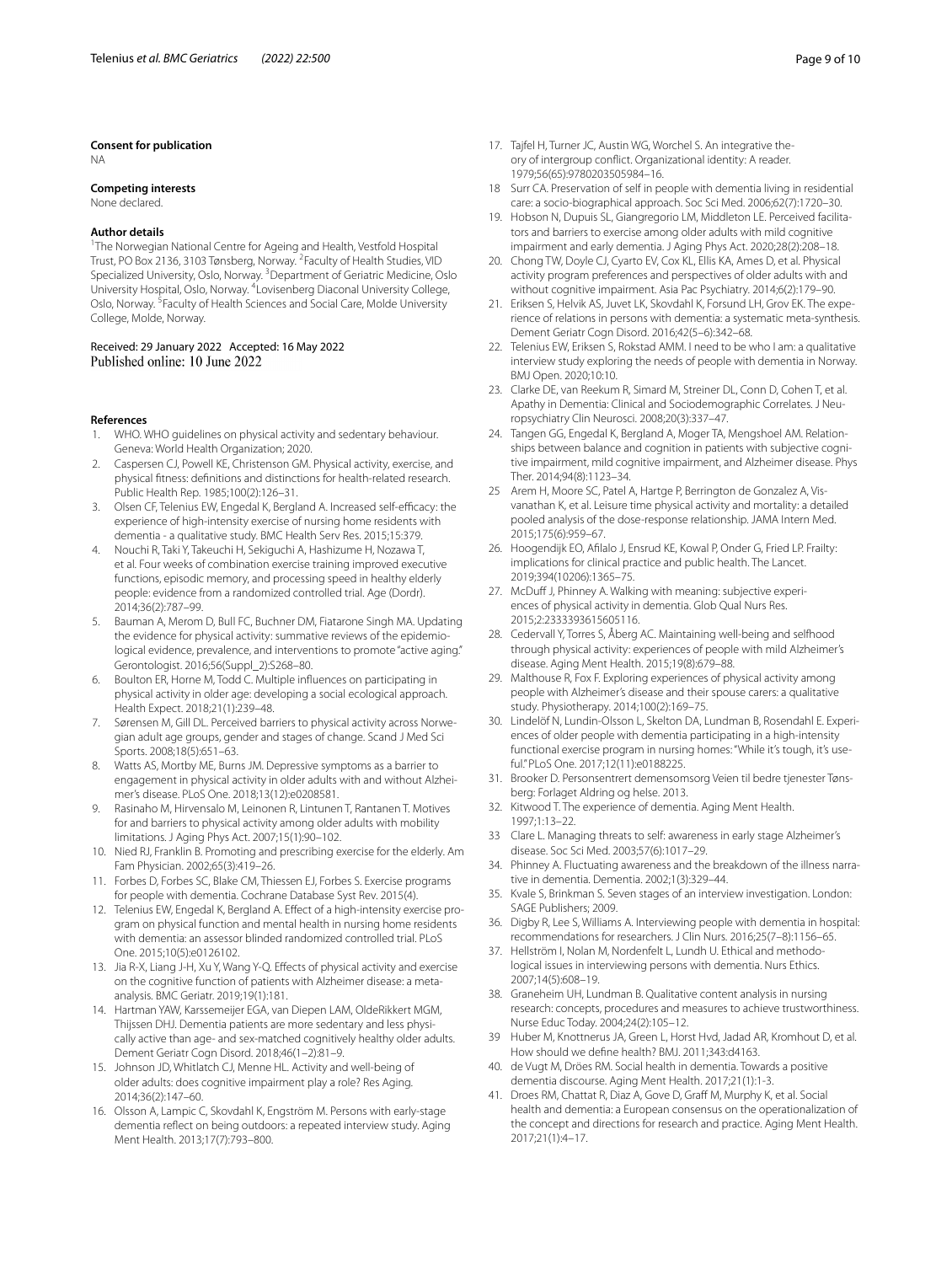### Consent for publication

NA

### Competing interests

None declared.

### Author details

[1]The Norwegian National Centre for Ageing and Health, Vestfold Hospital Trust, PO Box 2136, 3103 Tønsberg, Norway. [2]Faculty of Health Studies, VID Specialized University, Oslo, Norway. [3]Department of Geriatric Medicine, Oslo University Hospital, Oslo, Norway. [4]Lovisenberg Diaconal University College, Oslo, Norway. [5]Faculty of Health Sciences and Social Care, Molde University College, Molde, Norway.

Received: 29 January 2022 Accepted: 16 May 2022
Published online: 10 June 2022

## References

1. WHO. WHO guidelines on physical activity and sedentary behaviour. Geneva: World Health Organization; 2020.
2. Caspersen CJ, Powell KE, Christenson GM. Physical activity, exercise, and physical fitness: definitions and distinctions for health-related research. Public Health Rep. 1985;100(2):126–31.
3. Olsen CF, Telenius EW, Engedal K, Bergland A. Increased self-efficacy: the experience of high-intensity exercise of nursing home residents with dementia - a qualitative study. BMC Health Serv Res. 2015;15:379.
4. Nouchi R, Taki Y, Takeuchi H, Sekiguchi A, Hashizume H, Nozawa T, et al. Four weeks of combination exercise training improved executive functions, episodic memory, and processing speed in healthy elderly people: evidence from a randomized controlled trial. Age (Dordr). 2014;36(2):787–99.
5. Bauman A, Merom D, Bull FC, Buchner DM, Fiatarone Singh MA. Updating the evidence for physical activity: summative reviews of the epidemiological evidence, prevalence, and interventions to promote "active aging." Gerontologist. 2016;56(Suppl_2):S268–80.
6. Boulton ER, Horne M, Todd C. Multiple influences on participating in physical activity in older age: developing a social ecological approach. Health Expect. 2018;21(1):239–48.
7. Sørensen M, Gill DL. Perceived barriers to physical activity across Norwegian adult age groups, gender and stages of change. Scand J Med Sci Sports. 2008;18(5):651–63.
8. Watts AS, Mortby ME, Burns JM. Depressive symptoms as a barrier to engagement in physical activity in older adults with and without Alzheimer's disease. PLoS One. 2018;13(12):e0208581.
9. Rasinaho M, Hirvensalo M, Leinonen R, Lintunen T, Rantanen T. Motives for and barriers to physical activity among older adults with mobility limitations. J Aging Phys Act. 2007;15(1):90–102.
10. Nied RJ, Franklin B. Promoting and prescribing exercise for the elderly. Am Fam Physician. 2002;65(3):419–26.
11. Forbes D, Forbes SC, Blake CM, Thiessen EJ, Forbes S. Exercise programs for people with dementia. Cochrane Database Syst Rev. 2015(4).
12. Telenius EW, Engedal K, Bergland A. Effect of a high-intensity exercise program on physical function and mental health in nursing home residents with dementia: an assessor blinded randomized controlled trial. PLoS One. 2015;10(5):e0126102.
13. Jia R-X, Liang J-H, Xu Y, Wang Y-Q. Effects of physical activity and exercise on the cognitive function of patients with Alzheimer disease: a meta-analysis. BMC Geriatr. 2019;19(1):181.
14. Hartman YAW, Karssemeijer EGA, van Diepen LAM, OldeRikkert MGM, Thijssen DHJ. Dementia patients are more sedentary and less physically active than age- and sex-matched cognitively healthy older adults. Dement Geriatr Cogn Disord. 2018;46(1–2):81–9.
15. Johnson JD, Whitlatch CJ, Menne HL. Activity and well-being of older adults: does cognitive impairment play a role? Res Aging. 2014;36(2):147–60.
16. Olsson A, Lampic C, Skovdahl K, Engström M. Persons with early-stage dementia reflect on being outdoors: a repeated interview study. Aging Ment Health. 2013;17(7):793–800.
17. Tajfel H, Turner JC, Austin WG, Worchel S. An integrative theory of intergroup conflict. Organizational identity: A reader. 1979;56(65):9780203505984–16.
18. Surr CA. Preservation of self in people with dementia living in residential care: a socio-biographical approach. Soc Sci Med. 2006;62(7):1720–30.
19. Hobson N, Dupuis SL, Giangregorio LM, Middleton LE. Perceived facilitators and barriers to exercise among older adults with mild cognitive impairment and early dementia. J Aging Phys Act. 2020;28(2):208–18.
20. Chong TW, Doyle CJ, Cyarto EV, Cox KL, Ellis KA, Ames D, et al. Physical activity program preferences and perspectives of older adults with and without cognitive impairment. Asia Pac Psychiatry. 2014;6(2):179–90.
21. Eriksen S, Helvik AS, Juvet LK, Skovdahl K, Forsund LH, Grov EK. The experience of relations in persons with dementia: a systematic meta-synthesis. Dement Geriatr Cogn Disord. 2016;42(5–6):342–68.
22. Telenius EW, Eriksen S, Rokstad AMM. I need to be who I am: a qualitative interview study exploring the needs of people with dementia in Norway. BMJ Open. 2020;10:10.
23. Clarke DE, van Reekum R, Simard M, Streiner DL, Conn D, Cohen T, et al. Apathy in Dementia: Clinical and Sociodemographic Correlates. J Neuropsychiatry Clin Neurosci. 2008;20(3):337–47.
24. Tangen GG, Engedal K, Bergland A, Moger TA, Mengshoel AM. Relationships between balance and cognition in patients with subjective cognitive impairment, mild cognitive impairment, and Alzheimer disease. Phys Ther. 2014;94(8):1123–34.
25. Arem H, Moore SC, Patel A, Hartge P, Berrington de Gonzalez A, Visvanathan K, et al. Leisure time physical activity and mortality: a detailed pooled analysis of the dose-response relationship. JAMA Intern Med. 2015;175(6):959–67.
26. Hoogendijk EO, Afilalo J, Ensrud KE, Kowal P, Onder G, Fried LP. Frailty: implications for clinical practice and public health. The Lancet. 2019;394(10206):1365–75.
27. McDuff J, Phinney A. Walking with meaning: subjective experiences of physical activity in dementia. Glob Qual Nurs Res. 2015;2:2333393615605116.
28. Cedervall Y, Torres S, Åberg AC. Maintaining well-being and selfhood through physical activity: experiences of people with mild Alzheimer's disease. Aging Ment Health. 2015;19(8):679–88.
29. Malthouse R, Fox F. Exploring experiences of physical activity among people with Alzheimer's disease and their spouse carers: a qualitative study. Physiotherapy. 2014;100(2):169–75.
30. Lindelöf N, Lundin-Olsson L, Skelton DA, Lundman B, Rosendahl E. Experiences of older people with dementia participating in a high-intensity functional exercise program in nursing homes: "While it's tough, it's useful." PLoS One. 2017;12(11):e0188225.
31. Brooker D. Personsentrert demensomsorg Veien til bedre tjenester Tønsberg: Forlaget Aldring og helse. 2013.
32. Kitwood T. The experience of dementia. Aging Ment Health. 1997;1:13–22.
33. Clare L. Managing threats to self: awareness in early stage Alzheimer's disease. Soc Sci Med. 2003;57(6):1017–29.
34. Phinney A. Fluctuating awareness and the breakdown of the illness narrative in dementia. Dementia. 2002;1(3):329–44.
35. Kvale S, Brinkman S. Seven stages of an interview investigation. London: SAGE Publishers; 2009.
36. Digby R, Lee S, Williams A. Interviewing people with dementia in hospital: recommendations for researchers. J Clin Nurs. 2016;25(7–8):1156–65.
37. Hellström I, Nolan M, Nordenfelt L, Lundh U. Ethical and methodological issues in interviewing persons with dementia. Nurs Ethics. 2007;14(5):608–19.
38. Graneheim UH, Lundman B. Qualitative content analysis in nursing research: concepts, procedures and measures to achieve trustworthiness. Nurse Educ Today. 2004;24(2):105–12.
39. Huber M, Knottnerus JA, Green L, Horst Hvd, Jadad AR, Kromhout D, et al. How should we define health? BMJ. 2011;343:d4163.
40. de Vugt M, Dröes RM. Social health in dementia. Towards a positive dementia discourse. Aging Ment Health. 2017;21(1):1-3.
41. Droes RM, Chattat R, Diaz A, Gove D, Graff M, Murphy K, et al. Social health and dementia: a European consensus on the operationalization of the concept and directions for research and practice. Aging Ment Health. 2017;21(1):4–17.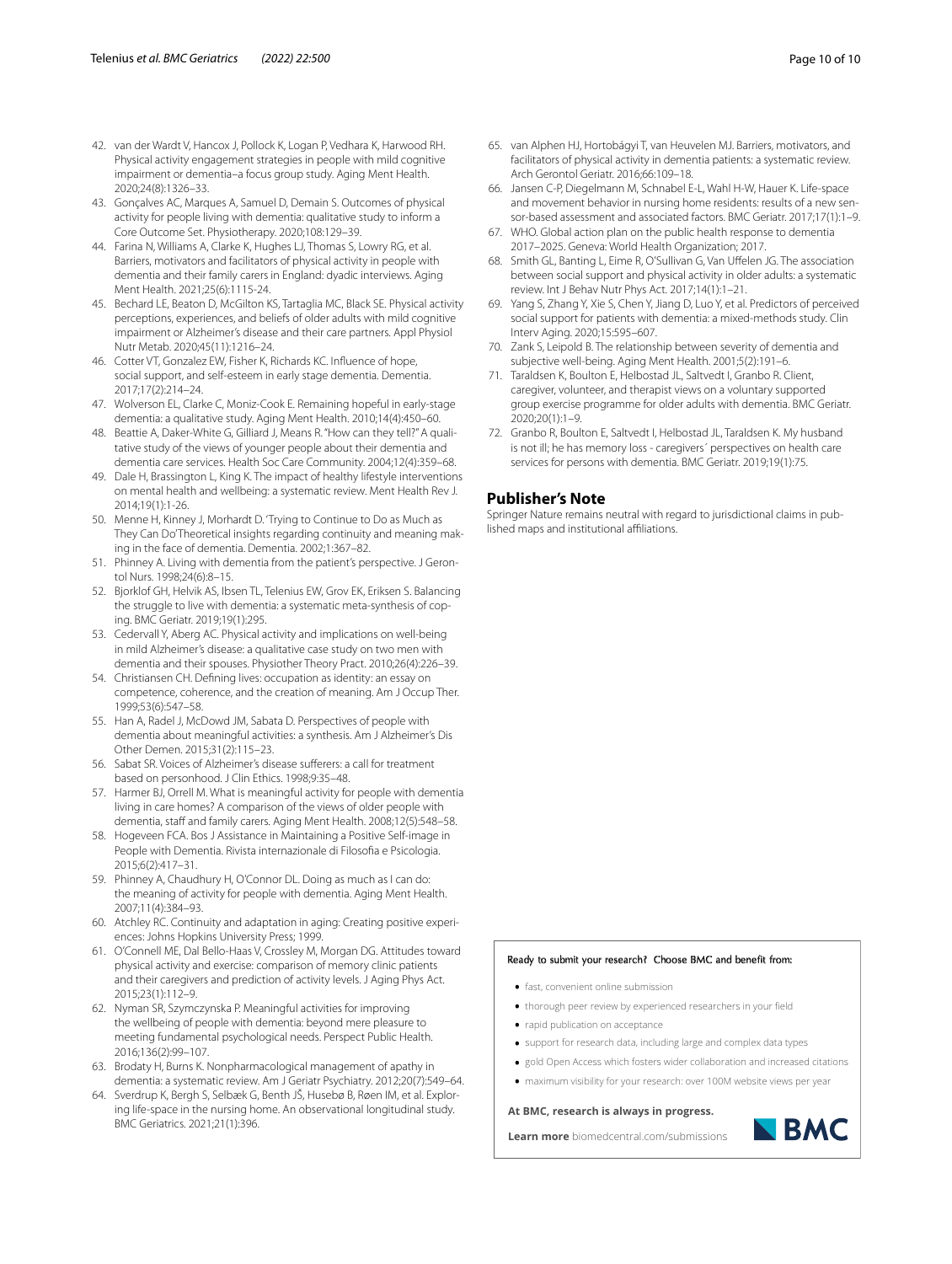42. van der Wardt V, Hancox J, Pollock K, Logan P, Vedhara K, Harwood RH. Physical activity engagement strategies in people with mild cognitive impairment or dementia–a focus group study. Aging Ment Health. 2020;24(8):1326–33.
43. Gonçalves AC, Marques A, Samuel D, Demain S. Outcomes of physical activity for people living with dementia: qualitative study to inform a Core Outcome Set. Physiotherapy. 2020;108:129–39.
44. Farina N, Williams A, Clarke K, Hughes LJ, Thomas S, Lowry RG, et al. Barriers, motivators and facilitators of physical activity in people with dementia and their family carers in England: dyadic interviews. Aging Ment Health. 2021;25(6):1115-24.
45. Bechard LE, Beaton D, McGilton KS, Tartaglia MC, Black SE. Physical activity perceptions, experiences, and beliefs of older adults with mild cognitive impairment or Alzheimer's disease and their care partners. Appl Physiol Nutr Metab. 2020;45(11):1216–24.
46. Cotter VT, Gonzalez EW, Fisher K, Richards KC. Influence of hope, social support, and self-esteem in early stage dementia. Dementia. 2017;17(2):214–24.
47. Wolverson EL, Clarke C, Moniz-Cook E. Remaining hopeful in early-stage dementia: a qualitative study. Aging Ment Health. 2010;14(4):450–60.
48. Beattie A, Daker-White G, Gilliard J, Means R. "How can they tell?" A qualitative study of the views of younger people about their dementia and dementia care services. Health Soc Care Community. 2004;12(4):359–68.
49. Dale H, Brassington L, King K. The impact of healthy lifestyle interventions on mental health and wellbeing: a systematic review. Ment Health Rev J. 2014;19(1):1-26.
50. Menne H, Kinney J, Morhardt D. 'Trying to Continue to Do as Much as They Can Do'Theoretical insights regarding continuity and meaning making in the face of dementia. Dementia. 2002;1:367–82.
51. Phinney A. Living with dementia from the patient's perspective. J Gerontol Nurs. 1998;24(6):8–15.
52. Bjorklof GH, Helvik AS, Ibsen TL, Telenius EW, Grov EK, Eriksen S. Balancing the struggle to live with dementia: a systematic meta-synthesis of coping. BMC Geriatr. 2019;19(1):295.
53. Cedervall Y, Aberg AC. Physical activity and implications on well-being in mild Alzheimer's disease: a qualitative case study on two men with dementia and their spouses. Physiother Theory Pract. 2010;26(4):226–39.
54. Christiansen CH. Defining lives: occupation as identity: an essay on competence, coherence, and the creation of meaning. Am J Occup Ther. 1999;53(6):547–58.
55. Han A, Radel J, McDowd JM, Sabata D. Perspectives of people with dementia about meaningful activities: a synthesis. Am J Alzheimer's Dis Other Demen. 2015;31(2):115–23.
56. Sabat SR. Voices of Alzheimer's disease sufferers: a call for treatment based on personhood. J Clin Ethics. 1998;9:35–48.
57. Harmer BJ, Orrell M. What is meaningful activity for people with dementia living in care homes? A comparison of the views of older people with dementia, staff and family carers. Aging Ment Health. 2008;12(5):548–58.
58. Hogeveen FCA. Bos J Assistance in Maintaining a Positive Self-image in People with Dementia. Rivista internazionale di Filosofia e Psicologia. 2015;6(2):417–31.
59. Phinney A, Chaudhury H, O'Connor DL. Doing as much as I can do: the meaning of activity for people with dementia. Aging Ment Health. 2007;11(4):384–93.
60. Atchley RC. Continuity and adaptation in aging: Creating positive experiences: Johns Hopkins University Press; 1999.
61. O'Connell ME, Dal Bello-Haas V, Crossley M, Morgan DG. Attitudes toward physical activity and exercise: comparison of memory clinic patients and their caregivers and prediction of activity levels. J Aging Phys Act. 2015;23(1):112–9.
62. Nyman SR, Szymczynska P. Meaningful activities for improving the wellbeing of people with dementia: beyond mere pleasure to meeting fundamental psychological needs. Perspect Public Health. 2016;136(2):99–107.
63. Brodaty H, Burns K. Nonpharmacological management of apathy in dementia: a systematic review. Am J Geriatr Psychiatry. 2012;20(7):549–64.
64. Sverdrup K, Bergh S, Selbæk G, Benth JŠ, Husebø B, Røen IM, et al. Exploring life-space in the nursing home. An observational longitudinal study. BMC Geriatrics. 2021;21(1):396.
65. van Alphen HJ, Hortobágyi T, van Heuvelen MJ. Barriers, motivators, and facilitators of physical activity in dementia patients: a systematic review. Arch Gerontol Geriatr. 2016;66:109–18.
66. Jansen C-P, Diegelmann M, Schnabel E-L, Wahl H-W, Hauer K. Life-space and movement behavior in nursing home residents: results of a new sensor-based assessment and associated factors. BMC Geriatr. 2017;17(1):1–9.
67. WHO. Global action plan on the public health response to dementia 2017–2025. Geneva: World Health Organization; 2017.
68. Smith GL, Banting L, Eime R, O'Sullivan G, Van Uffelen JG. The association between social support and physical activity in older adults: a systematic review. Int J Behav Nutr Phys Act. 2017;14(1):1–21.
69. Yang S, Zhang Y, Xie S, Chen Y, Jiang D, Luo Y, et al. Predictors of perceived social support for patients with dementia: a mixed-methods study. Clin Interv Aging. 2020;15:595–607.
70. Zank S, Leipold B. The relationship between severity of dementia and subjective well-being. Aging Ment Health. 2001;5(2):191–6.
71. Taraldsen K, Boulton E, Helbostad JL, Saltvedt I, Granbo R. Client, caregiver, volunteer, and therapist views on a voluntary supported group exercise programme for older adults with dementia. BMC Geriatr. 2020;20(1):1–9.
72. Granbo R, Boulton E, Saltvedt I, Helbostad JL, Taraldsen K. My husband is not ill; he has memory loss - caregivers´ perspectives on health care services for persons with dementia. BMC Geriatr. 2019;19(1):75.

## Publisher's Note

Springer Nature remains neutral with regard to jurisdictional claims in published maps and institutional affiliations.

Ready to submit your research? Choose BMC and benefit from:

- fast, convenient online submission
- thorough peer review by experienced researchers in your field
- rapid publication on acceptance
- support for research data, including large and complex data types
- gold Open Access which fosters wider collaboration and increased citations
- maximum visibility for your research: over 100M website views per year

**At BMC, research is always in progress.**

**Learn more** biomedcentral.com/submissions